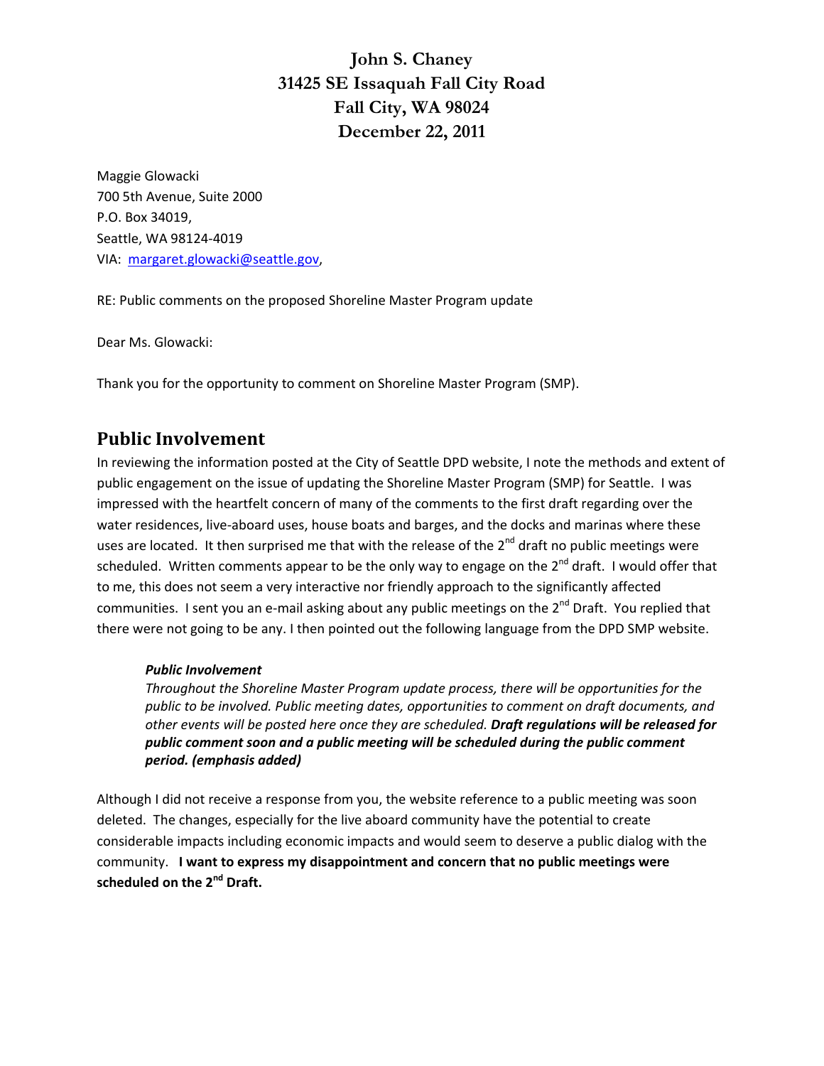**John S. Chaney**
**31425 SE Issaquah Fall City Road**
**Fall City, WA 98024**
**December 22, 2011**

Maggie Glowacki
700 5th Avenue, Suite 2000
P.O. Box 34019,
Seattle, WA 98124-4019
VIA: margaret.glowacki@seattle.gov,

RE: Public comments on the proposed Shoreline Master Program update

Dear Ms. Glowacki:

Thank you for the opportunity to comment on Shoreline Master Program (SMP).

## Public Involvement

In reviewing the information posted at the City of Seattle DPD website, I note the methods and extent of public engagement on the issue of updating the Shoreline Master Program (SMP) for Seattle. I was impressed with the heartfelt concern of many of the comments to the first draft regarding over the water residences, live-aboard uses, house boats and barges, and the docks and marinas where these uses are located. It then surprised me that with the release of the 2nd draft no public meetings were scheduled. Written comments appear to be the only way to engage on the 2nd draft. I would offer that to me, this does not seem a very interactive nor friendly approach to the significantly affected communities. I sent you an e-mail asking about any public meetings on the 2nd Draft. You replied that there were not going to be any. I then pointed out the following language from the DPD SMP website.

> ***Public Involvement***
> *Throughout the Shoreline Master Program update process, there will be opportunities for the public to be involved. Public meeting dates, opportunities to comment on draft documents, and other events will be posted here once they are scheduled.* ***Draft regulations will be released for public comment soon and a public meeting will be scheduled during the public comment period. (emphasis added)***

Although I did not receive a response from you, the website reference to a public meeting was soon deleted. The changes, especially for the live aboard community have the potential to create considerable impacts including economic impacts and would seem to deserve a public dialog with the community. **I want to express my disappointment and concern that no public meetings were scheduled on the 2nd Draft.**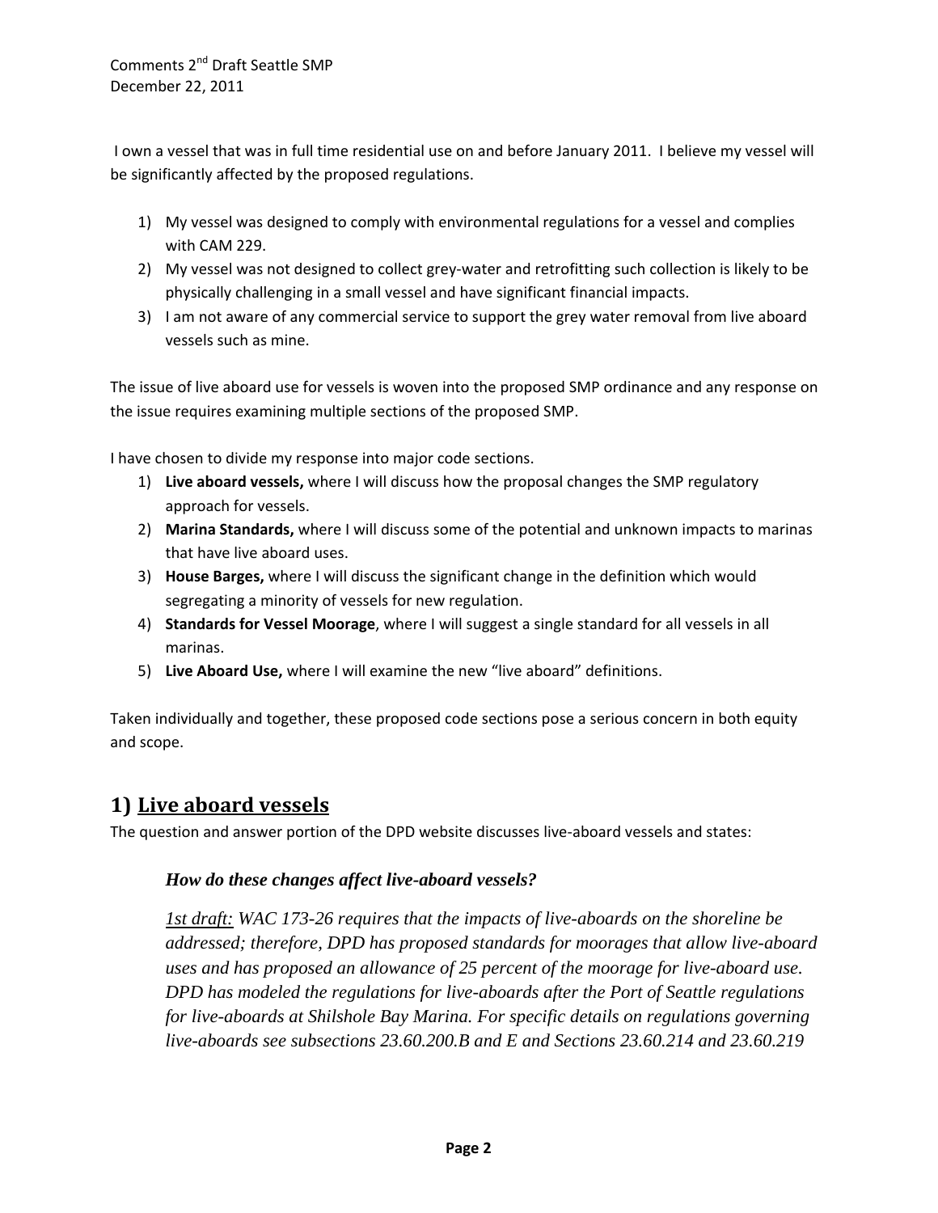Comments 2nd Draft Seattle SMP
December 22, 2011

I own a vessel that was in full time residential use on and before January 2011. I believe my vessel will be significantly affected by the proposed regulations.

1) My vessel was designed to comply with environmental regulations for a vessel and complies with CAM 229.
2) My vessel was not designed to collect grey-water and retrofitting such collection is likely to be physically challenging in a small vessel and have significant financial impacts.
3) I am not aware of any commercial service to support the grey water removal from live aboard vessels such as mine.

The issue of live aboard use for vessels is woven into the proposed SMP ordinance and any response on the issue requires examining multiple sections of the proposed SMP.

I have chosen to divide my response into major code sections.

1) **Live aboard vessels,** where I will discuss how the proposal changes the SMP regulatory approach for vessels.
2) **Marina Standards,** where I will discuss some of the potential and unknown impacts to marinas that have live aboard uses.
3) **House Barges,** where I will discuss the significant change in the definition which would segregating a minority of vessels for new regulation.
4) **Standards for Vessel Moorage**, where I will suggest a single standard for all vessels in all marinas.
5) **Live Aboard Use,** where I will examine the new "live aboard" definitions.

Taken individually and together, these proposed code sections pose a serious concern in both equity and scope.

## 1) Live aboard vessels

The question and answer portion of the DPD website discusses live-aboard vessels and states:

> ***How do these changes affect live-aboard vessels?***
>
> *1st draft: WAC 173-26 requires that the impacts of live-aboards on the shoreline be addressed; therefore, DPD has proposed standards for moorages that allow live-aboard uses and has proposed an allowance of 25 percent of the moorage for live-aboard use. DPD has modeled the regulations for live-aboards after the Port of Seattle regulations for live-aboards at Shilshole Bay Marina. For specific details on regulations governing live-aboards see subsections 23.60.200.B and E and Sections 23.60.214 and 23.60.219*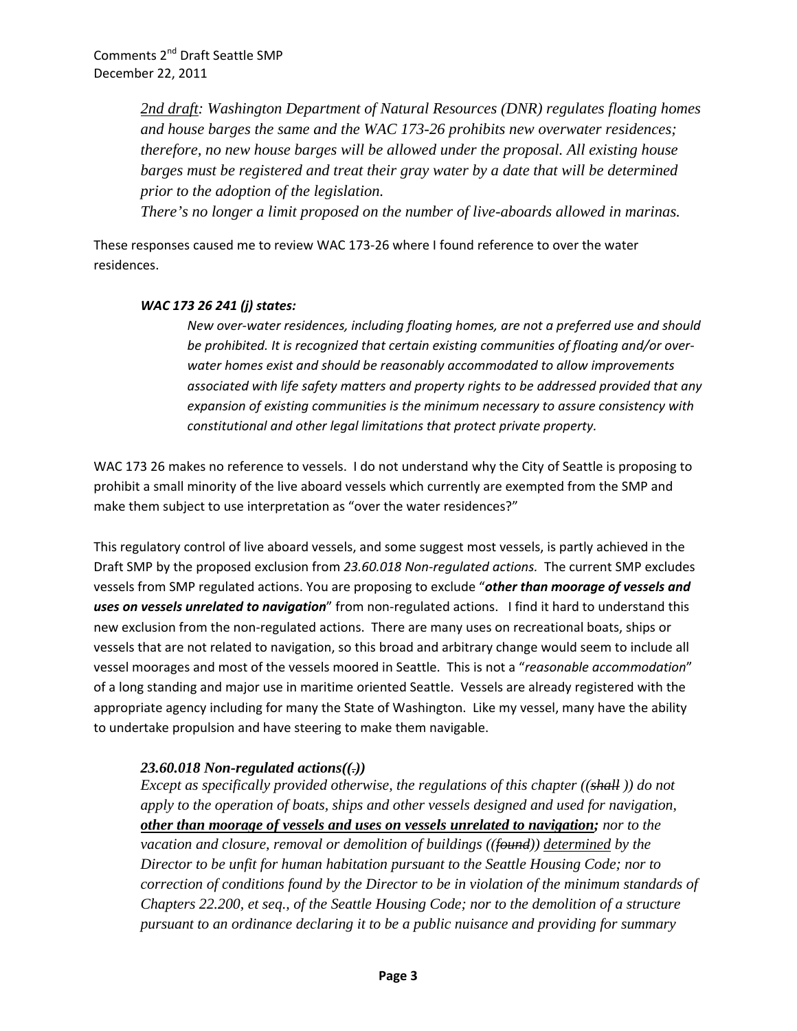*<u>2nd draft</u>: Washington Department of Natural Resources (DNR) regulates floating homes and house barges the same and the WAC 173-26 prohibits new overwater residences; therefore, no new house barges will be allowed under the proposal. All existing house barges must be registered and treat their gray water by a date that will be determined prior to the adoption of the legislation.*

*There's no longer a limit proposed on the number of live-aboards allowed in marinas.*

These responses caused me to review WAC 173-26 where I found reference to over the water residences.

***WAC 173 26 241 (j) states:***

> *New over-water residences, including floating homes, are not a preferred use and should be prohibited. It is recognized that certain existing communities of floating and/or over-water homes exist and should be reasonably accommodated to allow improvements associated with life safety matters and property rights to be addressed provided that any expansion of existing communities is the minimum necessary to assure consistency with constitutional and other legal limitations that protect private property.*

WAC 173 26 makes no reference to vessels. I do not understand why the City of Seattle is proposing to prohibit a small minority of the live aboard vessels which currently are exempted from the SMP and make them subject to use interpretation as "over the water residences?"

This regulatory control of live aboard vessels, and some suggest most vessels, is partly achieved in the Draft SMP by the proposed exclusion from *23.60.018 Non-regulated actions.* The current SMP excludes vessels from SMP regulated actions. You are proposing to exclude "***other than moorage of vessels and uses on vessels unrelated to navigation***" from non-regulated actions. I find it hard to understand this new exclusion from the non-regulated actions. There are many uses on recreational boats, ships or vessels that are not related to navigation, so this broad and arbitrary change would seem to include all vessel moorages and most of the vessels moored in Seattle. This is not a "*reasonable accommodation*" of a long standing and major use in maritime oriented Seattle. Vessels are already registered with the appropriate agency including for many the State of Washington. Like my vessel, many have the ability to undertake propulsion and have steering to make them navigable.

***23.60.018 Non-regulated actions((~~.~~))***

*Except as specifically provided otherwise, the regulations of this chapter ((~~shall~~ )) do not apply to the operation of boats, ships and other vessels designed and used for navigation, **<u>other than moorage of vessels and uses on vessels unrelated to navigation</u>;** nor to the vacation and closure, removal or demolition of buildings ((~~found~~)) <u>determined</u> by the Director to be unfit for human habitation pursuant to the Seattle Housing Code; nor to correction of conditions found by the Director to be in violation of the minimum standards of Chapters 22.200, et seq., of the Seattle Housing Code; nor to the demolition of a structure pursuant to an ordinance declaring it to be a public nuisance and providing for summary*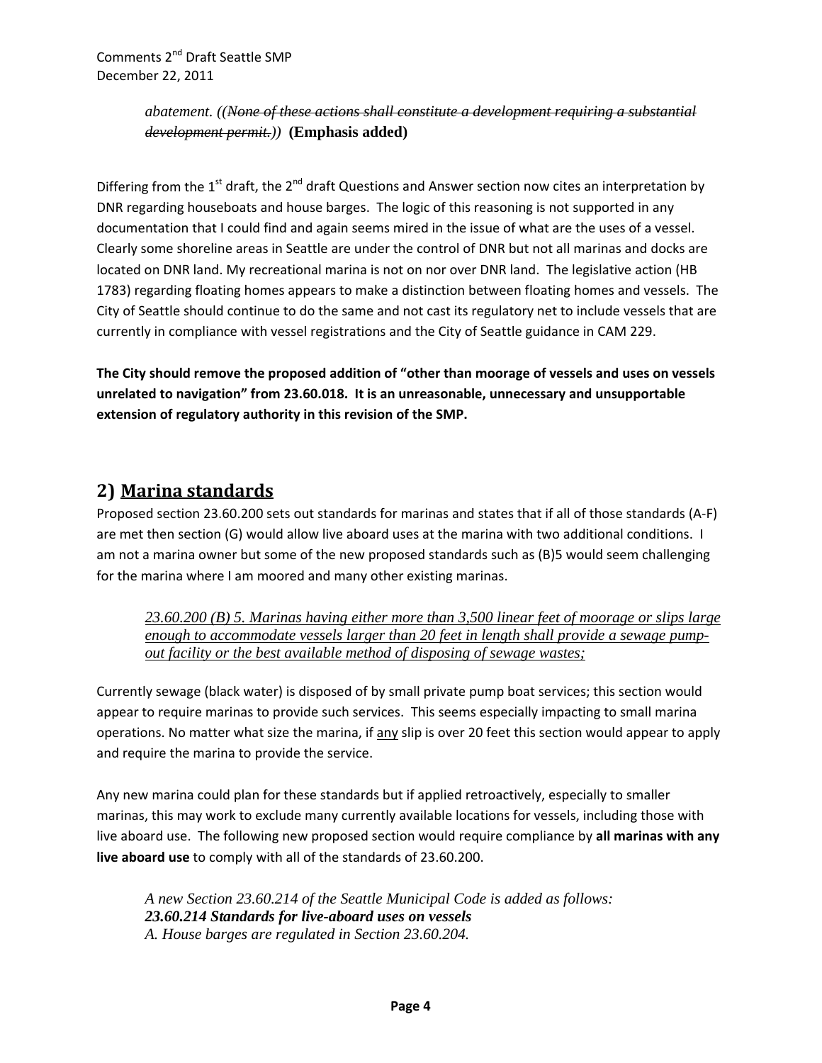*abatement. ((~~None of these actions shall constitute a development requiring a substantial development permit.~~))* **(Emphasis added)**

Differing from the 1st draft, the 2nd draft Questions and Answer section now cites an interpretation by DNR regarding houseboats and house barges. The logic of this reasoning is not supported in any documentation that I could find and again seems mired in the issue of what are the uses of a vessel. Clearly some shoreline areas in Seattle are under the control of DNR but not all marinas and docks are located on DNR land. My recreational marina is not on nor over DNR land. The legislative action (HB 1783) regarding floating homes appears to make a distinction between floating homes and vessels. The City of Seattle should continue to do the same and not cast its regulatory net to include vessels that are currently in compliance with vessel registrations and the City of Seattle guidance in CAM 229.

**The City should remove the proposed addition of "other than moorage of vessels and uses on vessels unrelated to navigation" from 23.60.018. It is an unreasonable, unnecessary and unsupportable extension of regulatory authority in this revision of the SMP.**

## 2) Marina standards

Proposed section 23.60.200 sets out standards for marinas and states that if all of those standards (A-F) are met then section (G) would allow live aboard uses at the marina with two additional conditions. I am not a marina owner but some of the new proposed standards such as (B)5 would seem challenging for the marina where I am moored and many other existing marinas.

> *23.60.200 (B) 5. Marinas having either more than 3,500 linear feet of moorage or slips large enough to accommodate vessels larger than 20 feet in length shall provide a sewage pump-out facility or the best available method of disposing of sewage wastes;*

Currently sewage (black water) is disposed of by small private pump boat services; this section would appear to require marinas to provide such services. This seems especially impacting to small marina operations. No matter what size the marina, if any slip is over 20 feet this section would appear to apply and require the marina to provide the service.

Any new marina could plan for these standards but if applied retroactively, especially to smaller marinas, this may work to exclude many currently available locations for vessels, including those with live aboard use. The following new proposed section would require compliance by **all marinas with any live aboard use** to comply with all of the standards of 23.60.200.

> *A new Section 23.60.214 of the Seattle Municipal Code is added as follows:*
> ***23.60.214 Standards for live-aboard uses on vessels***
> *A. House barges are regulated in Section 23.60.204.*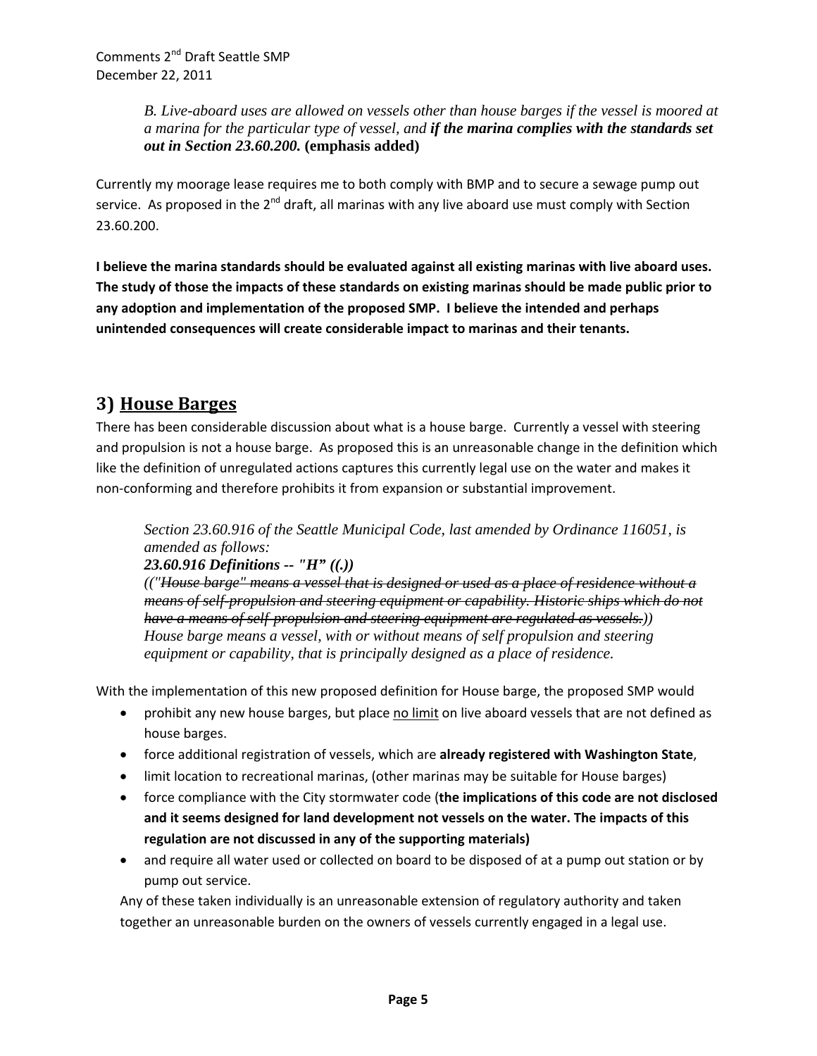*B. Live-aboard uses are allowed on vessels other than house barges if the vessel is moored at a marina for the particular type of vessel, and **if the marina complies with the standards set out in Section 23.60.200.*** **(emphasis added)**

Currently my moorage lease requires me to both comply with BMP and to secure a sewage pump out service. As proposed in the 2nd draft, all marinas with any live aboard use must comply with Section 23.60.200.

**I believe the marina standards should be evaluated against all existing marinas with live aboard uses. The study of those the impacts of these standards on existing marinas should be made public prior to any adoption and implementation of the proposed SMP. I believe the intended and perhaps unintended consequences will create considerable impact to marinas and their tenants.**

## 3) House Barges

There has been considerable discussion about what is a house barge. Currently a vessel with steering and propulsion is not a house barge. As proposed this is an unreasonable change in the definition which like the definition of unregulated actions captures this currently legal use on the water and makes it non-conforming and therefore prohibits it from expansion or substantial improvement.

> *Section 23.60.916 of the Seattle Municipal Code, last amended by Ordinance 116051, is amended as follows:*
> ***23.60.916 Definitions -- "H" ((.))***
> *(("~~House barge" means a vessel that is designed or used as a place of residence without a means of self-propulsion and steering equipment or capability. Historic ships which do not have a means of self-propulsion and steering equipment are regulated as vessels.~~))*
> *House barge means a vessel, with or without means of self propulsion and steering equipment or capability, that is principally designed as a place of residence.*

With the implementation of this new proposed definition for House barge, the proposed SMP would

- prohibit any new house barges, but place <u>no limit</u> on live aboard vessels that are not defined as house barges.
- force additional registration of vessels, which are **already registered with Washington State**,
- limit location to recreational marinas, (other marinas may be suitable for House barges)
- force compliance with the City stormwater code (**the implications of this code are not disclosed and it seems designed for land development not vessels on the water. The impacts of this regulation are not discussed in any of the supporting materials)**
- and require all water used or collected on board to be disposed of at a pump out station or by pump out service.

Any of these taken individually is an unreasonable extension of regulatory authority and taken together an unreasonable burden on the owners of vessels currently engaged in a legal use.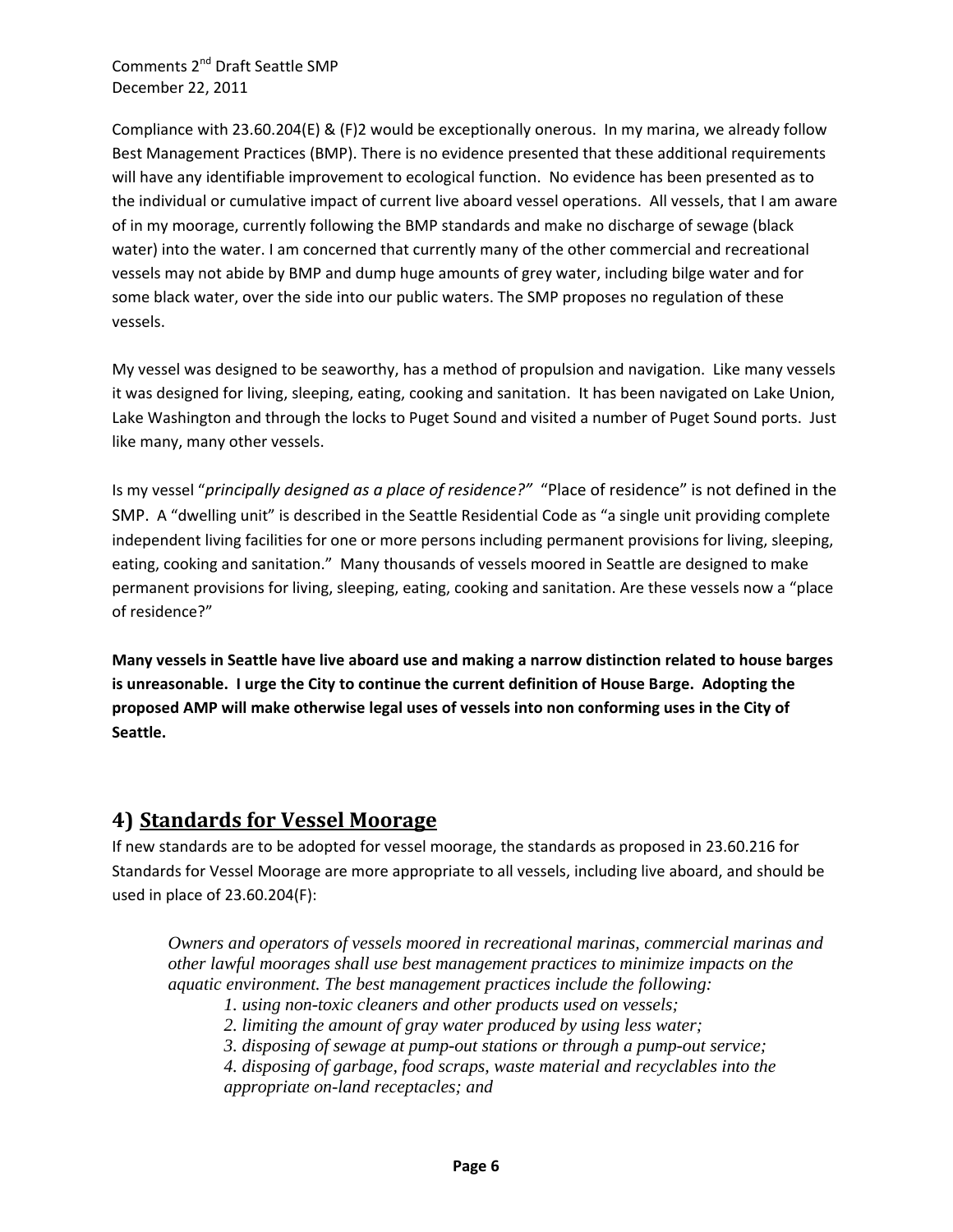Compliance with 23.60.204(E) & (F)2 would be exceptionally onerous. In my marina, we already follow Best Management Practices (BMP). There is no evidence presented that these additional requirements will have any identifiable improvement to ecological function. No evidence has been presented as to the individual or cumulative impact of current live aboard vessel operations. All vessels, that I am aware of in my moorage, currently following the BMP standards and make no discharge of sewage (black water) into the water. I am concerned that currently many of the other commercial and recreational vessels may not abide by BMP and dump huge amounts of grey water, including bilge water and for some black water, over the side into our public waters. The SMP proposes no regulation of these vessels.

My vessel was designed to be seaworthy, has a method of propulsion and navigation. Like many vessels it was designed for living, sleeping, eating, cooking and sanitation. It has been navigated on Lake Union, Lake Washington and through the locks to Puget Sound and visited a number of Puget Sound ports. Just like many, many other vessels.

Is my vessel "*principally designed as a place of residence?*" "Place of residence" is not defined in the SMP. A "dwelling unit" is described in the Seattle Residential Code as "a single unit providing complete independent living facilities for one or more persons including permanent provisions for living, sleeping, eating, cooking and sanitation." Many thousands of vessels moored in Seattle are designed to make permanent provisions for living, sleeping, eating, cooking and sanitation. Are these vessels now a "place of residence?"

**Many vessels in Seattle have live aboard use and making a narrow distinction related to house barges is unreasonable. I urge the City to continue the current definition of House Barge. Adopting the proposed AMP will make otherwise legal uses of vessels into non conforming uses in the City of Seattle.**

## 4) Standards for Vessel Moorage

If new standards are to be adopted for vessel moorage, the standards as proposed in 23.60.216 for Standards for Vessel Moorage are more appropriate to all vessels, including live aboard, and should be used in place of 23.60.204(F):

> *Owners and operators of vessels moored in recreational marinas, commercial marinas and other lawful moorages shall use best management practices to minimize impacts on the aquatic environment. The best management practices include the following:*
>
> *1. using non-toxic cleaners and other products used on vessels;*
> *2. limiting the amount of gray water produced by using less water;*
> *3. disposing of sewage at pump-out stations or through a pump-out service;*
> *4. disposing of garbage, food scraps, waste material and recyclables into the appropriate on-land receptacles; and*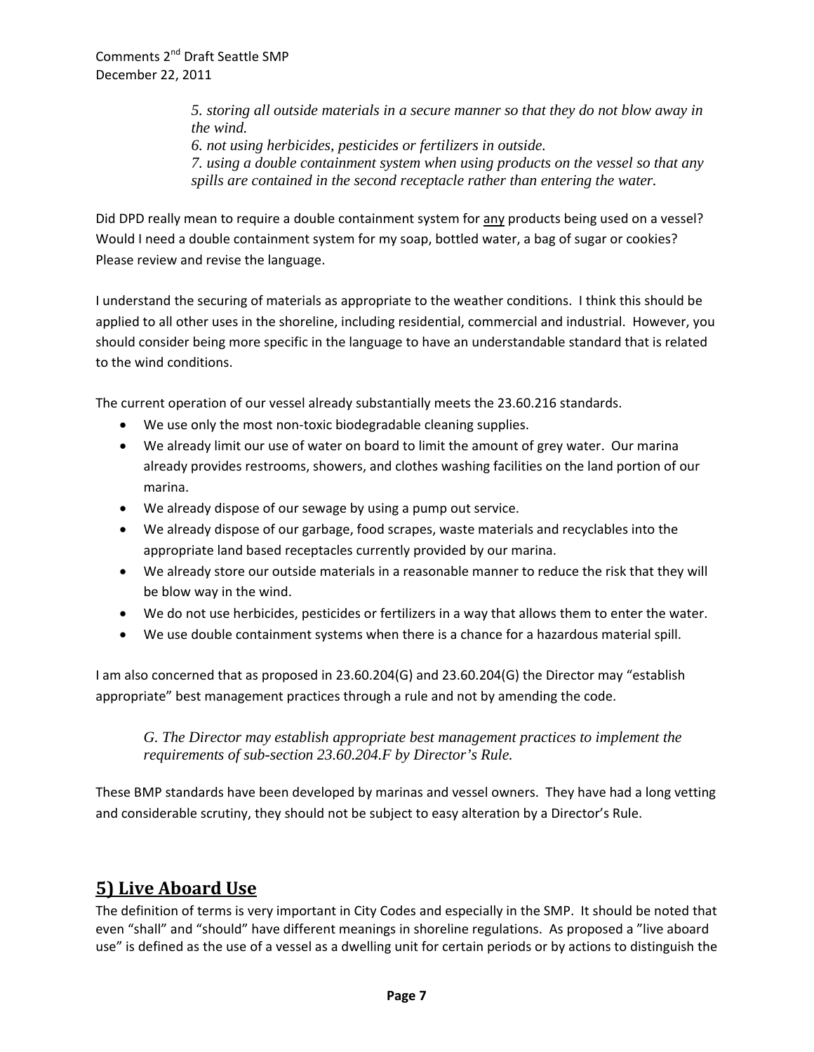> *5. storing all outside materials in a secure manner so that they do not blow away in the wind.*
> *6. not using herbicides, pesticides or fertilizers in outside.*
> *7. using a double containment system when using products on the vessel so that any spills are contained in the second receptacle rather than entering the water.*

Did DPD really mean to require a double containment system for <u>any</u> products being used on a vessel? Would I need a double containment system for my soap, bottled water, a bag of sugar or cookies? Please review and revise the language.

I understand the securing of materials as appropriate to the weather conditions. I think this should be applied to all other uses in the shoreline, including residential, commercial and industrial. However, you should consider being more specific in the language to have an understandable standard that is related to the wind conditions.

The current operation of our vessel already substantially meets the 23.60.216 standards.

- We use only the most non-toxic biodegradable cleaning supplies.
- We already limit our use of water on board to limit the amount of grey water. Our marina already provides restrooms, showers, and clothes washing facilities on the land portion of our marina.
- We already dispose of our sewage by using a pump out service.
- We already dispose of our garbage, food scrapes, waste materials and recyclables into the appropriate land based receptacles currently provided by our marina.
- We already store our outside materials in a reasonable manner to reduce the risk that they will be blow way in the wind.
- We do not use herbicides, pesticides or fertilizers in a way that allows them to enter the water.
- We use double containment systems when there is a chance for a hazardous material spill.

I am also concerned that as proposed in 23.60.204(G) and 23.60.204(G) the Director may "establish appropriate" best management practices through a rule and not by amending the code.

> *G. The Director may establish appropriate best management practices to implement the requirements of sub-section 23.60.204.F by Director's Rule.*

These BMP standards have been developed by marinas and vessel owners. They have had a long vetting and considerable scrutiny, they should not be subject to easy alteration by a Director's Rule.

## 5) Live Aboard Use

The definition of terms is very important in City Codes and especially in the SMP. It should be noted that even "shall" and "should" have different meanings in shoreline regulations. As proposed a "live aboard use" is defined as the use of a vessel as a dwelling unit for certain periods or by actions to distinguish the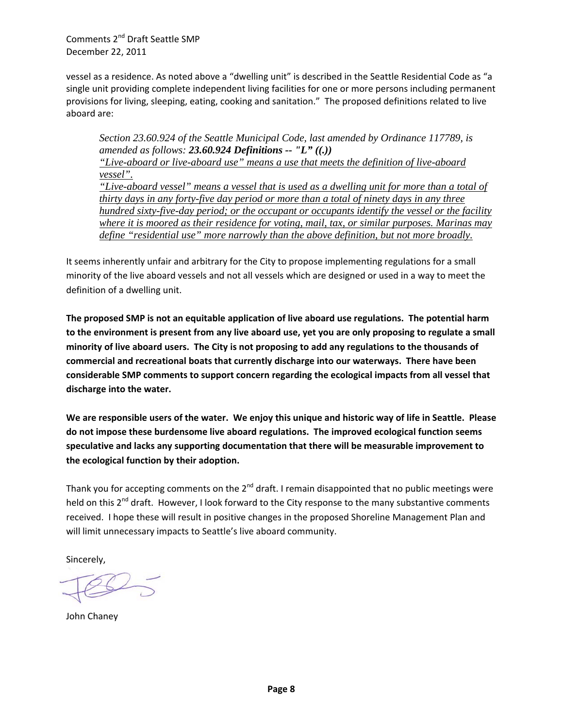vessel as a residence. As noted above a "dwelling unit" is described in the Seattle Residential Code as "a single unit providing complete independent living facilities for one or more persons including permanent provisions for living, sleeping, eating, cooking and sanitation." The proposed definitions related to live aboard are:

> *Section 23.60.924 of the Seattle Municipal Code, last amended by Ordinance 117789, is amended as follows:* ***23.60.924 Definitions -- "L" ((.))***
> *"Live-aboard or live-aboard use" means a use that meets the definition of live-aboard vessel".*
> *"Live-aboard vessel" means a vessel that is used as a dwelling unit for more than a total of thirty days in any forty-five day period or more than a total of ninety days in any three hundred sixty-five-day period; or the occupant or occupants identify the vessel or the facility where it is moored as their residence for voting, mail, tax, or similar purposes. Marinas may define "residential use" more narrowly than the above definition, but not more broadly.*

It seems inherently unfair and arbitrary for the City to propose implementing regulations for a small minority of the live aboard vessels and not all vessels which are designed or used in a way to meet the definition of a dwelling unit.

**The proposed SMP is not an equitable application of live aboard use regulations. The potential harm to the environment is present from any live aboard use, yet you are only proposing to regulate a small minority of live aboard users. The City is not proposing to add any regulations to the thousands of commercial and recreational boats that currently discharge into our waterways. There have been considerable SMP comments to support concern regarding the ecological impacts from all vessel that discharge into the water.**

**We are responsible users of the water. We enjoy this unique and historic way of life in Seattle. Please do not impose these burdensome live aboard regulations. The improved ecological function seems speculative and lacks any supporting documentation that there will be measurable improvement to the ecological function by their adoption.**

Thank you for accepting comments on the 2nd draft. I remain disappointed that no public meetings were held on this 2nd draft. However, I look forward to the City response to the many substantive comments received. I hope these will result in positive changes in the proposed Shoreline Management Plan and will limit unnecessary impacts to Seattle's live aboard community.

Sincerely,

John Chaney